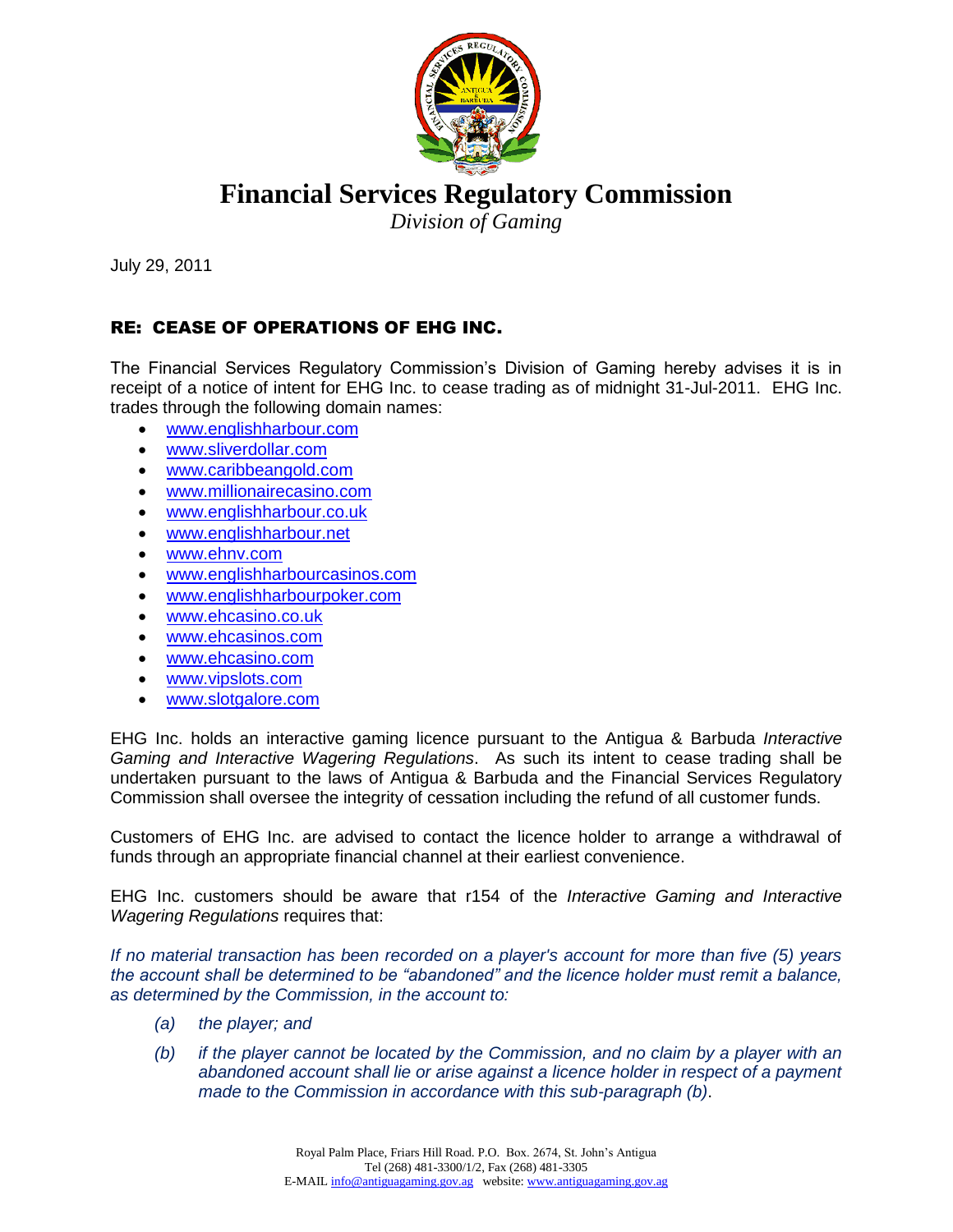# Financial Services Regulatory Commission

*Division of Gaming*

July 29, 2011

## RE: CEASE OF OPERATIONS OF EHG INC.

The Financial Services Regulatory Commission's Division of Gaming hereby advises it is in receipt of a notice of intent for EHG Inc. to cease trading as of midnight 31-Jul-2011. EHG Inc. trades through the following domain names:

- www.englishharbour.com
- www.sliverdollar.com
- www.caribbeangold.com
- www.millionairecasino.com
- www.englishharbour.co.uk
- www.englishharbour.net
- www.ehnv.com
- www.englishharbourcasinos.com
- www.englishharbourpoker.com
- www.ehcasino.co.uk
- www.ehcasinos.com
- www.ehcasino.com
- www.vipslots.com
- www.slotgalore.com

EHG Inc. holds an interactive gaming licence pursuant to the Antigua & Barbuda *Interactive Gaming and Interactive Wagering Regulations*. As such its intent to cease trading shall be undertaken pursuant to the laws of Antigua & Barbuda and the Financial Services Regulatory Commission shall oversee the integrity of cessation including the refund of all customer funds.

Customers of EHG Inc. are advised to contact the licence holder to arrange a withdrawal of funds through an appropriate financial channel at their earliest convenience.

EHG Inc. customers should be aware that r154 of the *Interactive Gaming and Interactive Wagering Regulations* requires that:

*If no material transaction has been recorded on a player's account for more than five (5) years the account shall be determined to be "abandoned" and the licence holder must remit a balance, as determined by the Commission, in the account to:*

*(a) the player; and*

*(b) if the player cannot be located by the Commission, and no claim by a player with an abandoned account shall lie or arise against a licence holder in respect of a payment made to the Commission in accordance with this sub-paragraph (b).*

Royal Palm Place, Friars Hill Road. P.O. Box. 2674, St. John's Antigua
Tel (268) 481-3300/1/2, Fax (268) 481-3305
E-MAIL info@antiguagaming.gov.ag website: www.antiguagaming.gov.ag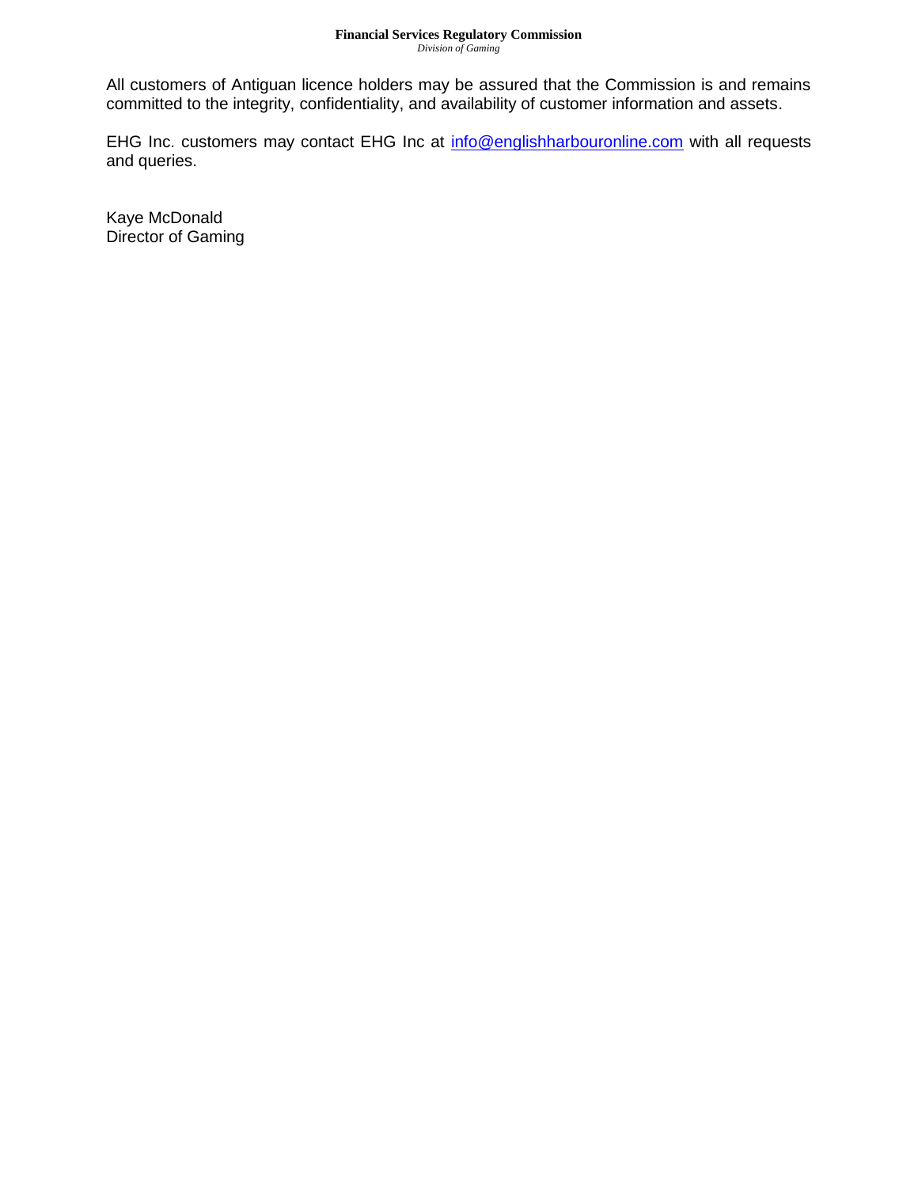All customers of Antiguan licence holders may be assured that the Commission is and remains committed to the integrity, confidentiality, and availability of customer information and assets.

EHG Inc. customers may contact EHG Inc at info@englishharbouronline.com with all requests and queries.

Kaye McDonald
Director of Gaming